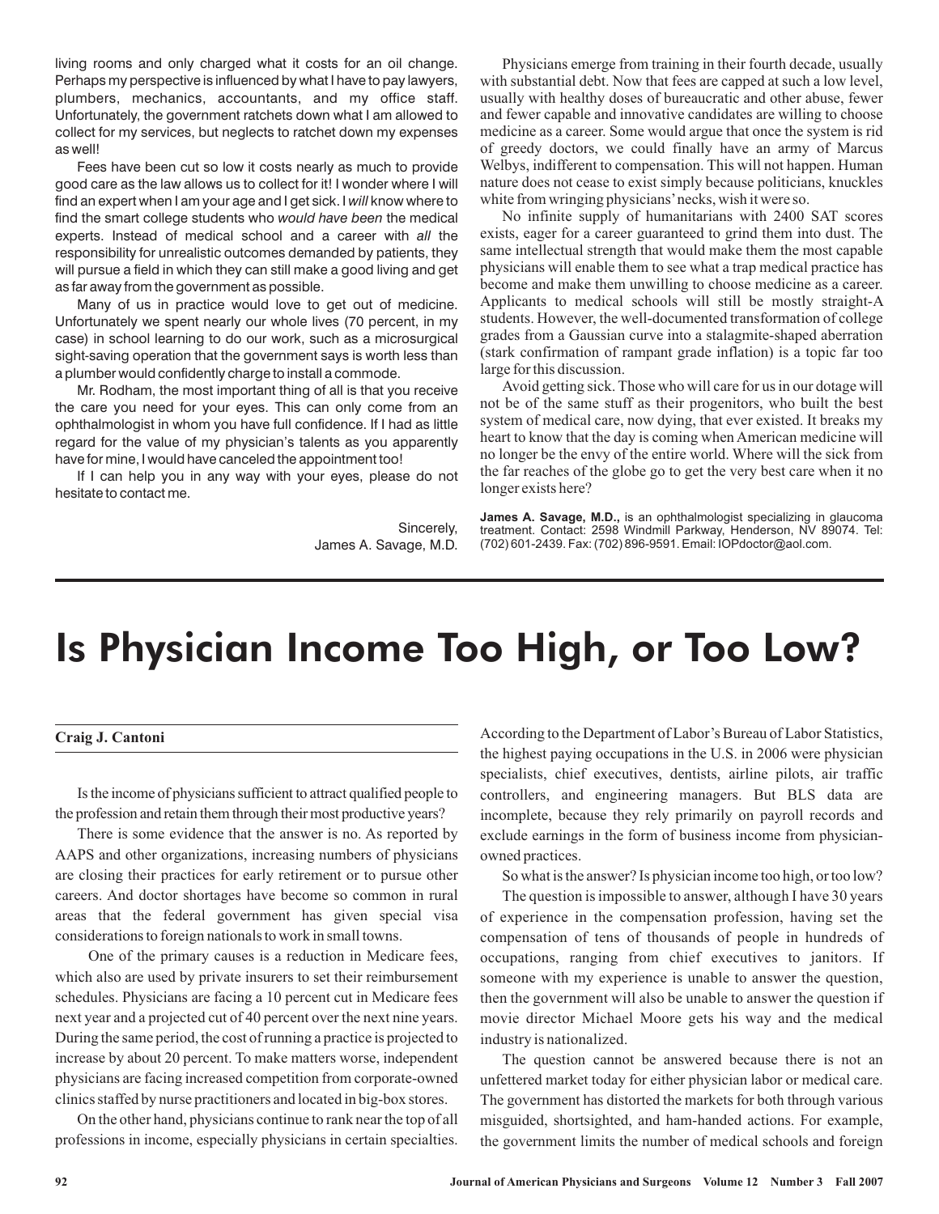living rooms and only charged what it costs for an oil change. Perhaps my perspective is influenced by what I have to pay lawyers, plumbers, mechanics, accountants, and my office staff. Unfortunately, the government ratchets down what I am allowed to collect for my services, but neglects to ratchet down my expenses as well!

Fees have been cut so low it costs nearly as much to provide good care as the law allows us to collect for it! I wonder where I will find an expert when I am your age and I get sick. I *will* know where to find the smart college students who *would have been* the medical experts. Instead of medical school and a career with *all* the responsibility for unrealistic outcomes demanded by patients, they will pursue a field in which they can still make a good living and get as far away from the government as possible.

Many of us in practice would love to get out of medicine. Unfortunately we spent nearly our whole lives (70 percent, in my case) in school learning to do our work, such as a microsurgical sight-saving operation that the government says is worth less than a plumber would confidently charge to install a commode.

Mr. Rodham, the most important thing of all is that you receive the care you need for your eyes. This can only come from an ophthalmologist in whom you have full confidence. If I had as little regard for the value of my physician's talents as you apparently have for mine, I would have canceled the appointment too!

If I can help you in any way with your eyes, please do not hesitate to contact me.

Sincerely,
James A. Savage, M.D.

Physicians emerge from training in their fourth decade, usually with substantial debt. Now that fees are capped at such a low level, usually with healthy doses of bureaucratic and other abuse, fewer and fewer capable and innovative candidates are willing to choose medicine as a career. Some would argue that once the system is rid of greedy doctors, we could finally have an army of Marcus Welbys, indifferent to compensation. This will not happen. Human nature does not cease to exist simply because politicians, knuckles white from wringing physicians' necks, wish it were so.

No infinite supply of humanitarians with 2400 SAT scores exists, eager for a career guaranteed to grind them into dust. The same intellectual strength that would make them the most capable physicians will enable them to see what a trap medical practice has become and make them unwilling to choose medicine as a career. Applicants to medical schools will still be mostly straight-A students. However, the well-documented transformation of college grades from a Gaussian curve into a stalagmite-shaped aberration (stark confirmation of rampant grade inflation) is a topic far too large for this discussion.

Avoid getting sick. Those who will care for us in our dotage will not be of the same stuff as their progenitors, who built the best system of medical care, now dying, that ever existed. It breaks my heart to know that the day is coming when American medicine will no longer be the envy of the entire world. Where will the sick from the far reaches of the globe go to get the very best care when it no longer exists here?

**James A. Savage, M.D.,** is an ophthalmologist specializing in glaucoma treatment. Contact: 2598 Windmill Parkway, Henderson, NV 89074. Tel: (702) 601-2439. Fax: (702) 896-9591. Email: IOPdoctor@aol.com.

# Is Physician Income Too High, or Too Low?

**Craig J. Cantoni**

Is the income of physicians sufficient to attract qualified people to the profession and retain them through their most productive years?

There is some evidence that the answer is no. As reported by AAPS and other organizations, increasing numbers of physicians are closing their practices for early retirement or to pursue other careers. And doctor shortages have become so common in rural areas that the federal government has given special visa considerations to foreign nationals to work in small towns.

One of the primary causes is a reduction in Medicare fees, which also are used by private insurers to set their reimbursement schedules. Physicians are facing a 10 percent cut in Medicare fees next year and a projected cut of 40 percent over the next nine years. During the same period, the cost of running a practice is projected to increase by about 20 percent. To make matters worse, independent physicians are facing increased competition from corporate-owned clinics staffed by nurse practitioners and located in big-box stores.

On the other hand, physicians continue to rank near the top of all professions in income, especially physicians in certain specialties. According to the Department of Labor's Bureau of Labor Statistics, the highest paying occupations in the U.S. in 2006 were physician specialists, chief executives, dentists, airline pilots, air traffic controllers, and engineering managers. But BLS data are incomplete, because they rely primarily on payroll records and exclude earnings in the form of business income from physician-owned practices.

So what is the answer? Is physician income too high, or too low?

The question is impossible to answer, although I have 30 years of experience in the compensation profession, having set the compensation of tens of thousands of people in hundreds of occupations, ranging from chief executives to janitors. If someone with my experience is unable to answer the question, then the government will also be unable to answer the question if movie director Michael Moore gets his way and the medical industry is nationalized.

The question cannot be answered because there is not an unfettered market today for either physician labor or medical care. The government has distorted the markets for both through various misguided, shortsighted, and ham-handed actions. For example, the government limits the number of medical schools and foreign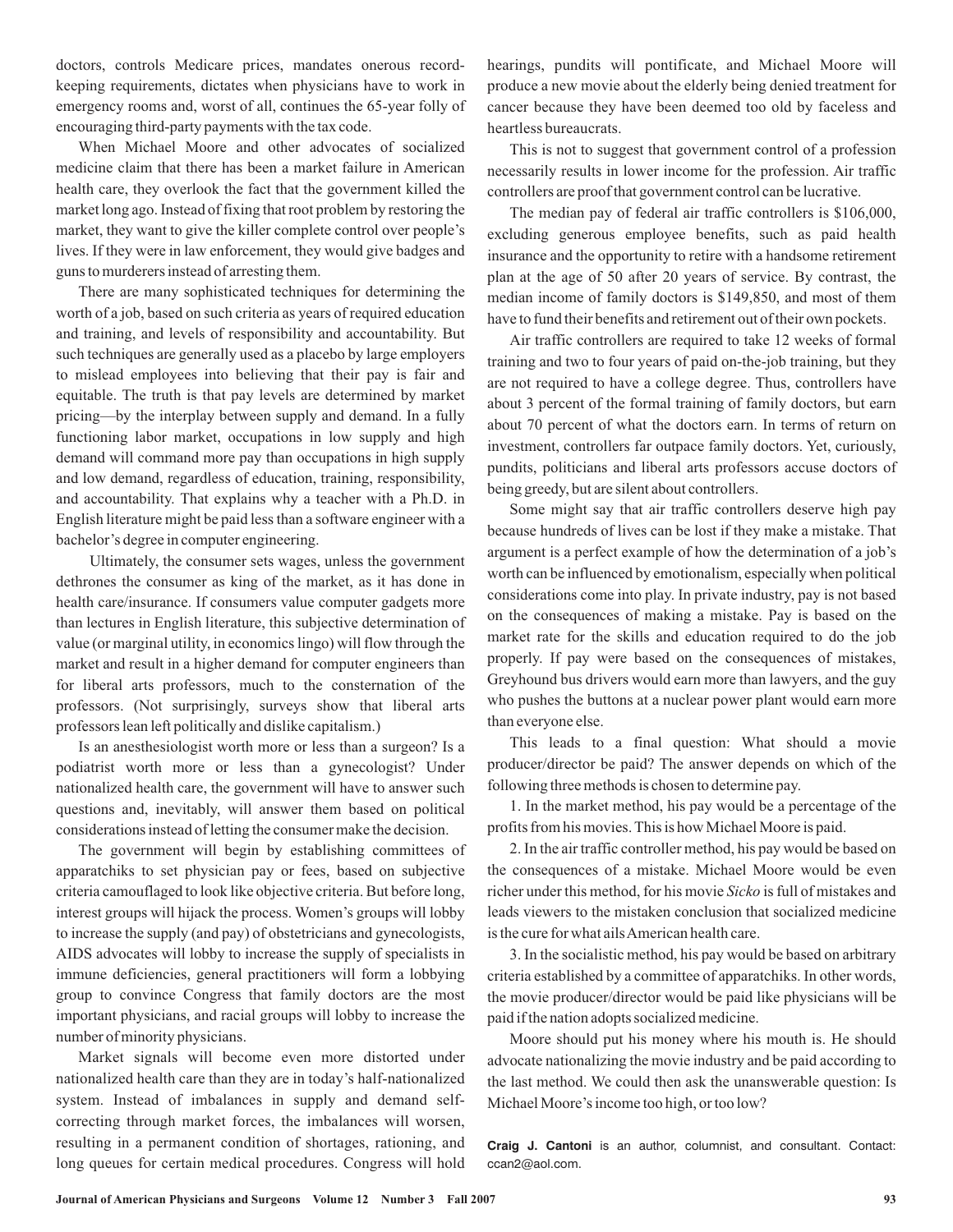doctors, controls Medicare prices, mandates onerous record-keeping requirements, dictates when physicians have to work in emergency rooms and, worst of all, continues the 65-year folly of encouraging third-party payments with the tax code.

When Michael Moore and other advocates of socialized medicine claim that there has been a market failure in American health care, they overlook the fact that the government killed the market long ago. Instead of fixing that root problem by restoring the market, they want to give the killer complete control over people's lives. If they were in law enforcement, they would give badges and guns to murderers instead of arresting them.

There are many sophisticated techniques for determining the worth of a job, based on such criteria as years of required education and training, and levels of responsibility and accountability. But such techniques are generally used as a placebo by large employers to mislead employees into believing that their pay is fair and equitable. The truth is that pay levels are determined by market pricing—by the interplay between supply and demand. In a fully functioning labor market, occupations in low supply and high demand will command more pay than occupations in high supply and low demand, regardless of education, training, responsibility, and accountability. That explains why a teacher with a Ph.D. in English literature might be paid less than a software engineer with a bachelor's degree in computer engineering.

Ultimately, the consumer sets wages, unless the government dethrones the consumer as king of the market, as it has done in health care/insurance. If consumers value computer gadgets more than lectures in English literature, this subjective determination of value (or marginal utility, in economics lingo) will flow through the market and result in a higher demand for computer engineers than for liberal arts professors, much to the consternation of the professors. (Not surprisingly, surveys show that liberal arts professors lean left politically and dislike capitalism.)

Is an anesthesiologist worth more or less than a surgeon? Is a podiatrist worth more or less than a gynecologist? Under nationalized health care, the government will have to answer such questions and, inevitably, will answer them based on political considerations instead of letting the consumer make the decision.

The government will begin by establishing committees of apparatchiks to set physician pay or fees, based on subjective criteria camouflaged to look like objective criteria. But before long, interest groups will hijack the process. Women's groups will lobby to increase the supply (and pay) of obstetricians and gynecologists, AIDS advocates will lobby to increase the supply of specialists in immune deficiencies, general practitioners will form a lobbying group to convince Congress that family doctors are the most important physicians, and racial groups will lobby to increase the number of minority physicians.

Market signals will become even more distorted under nationalized health care than they are in today's half-nationalized system. Instead of imbalances in supply and demand self-correcting through market forces, the imbalances will worsen, resulting in a permanent condition of shortages, rationing, and long queues for certain medical procedures. Congress will hold hearings, pundits will pontificate, and Michael Moore will produce a new movie about the elderly being denied treatment for cancer because they have been deemed too old by faceless and heartless bureaucrats.

This is not to suggest that government control of a profession necessarily results in lower income for the profession. Air traffic controllers are proof that government control can be lucrative.

The median pay of federal air traffic controllers is $106,000, excluding generous employee benefits, such as paid health insurance and the opportunity to retire with a handsome retirement plan at the age of 50 after 20 years of service. By contrast, the median income of family doctors is $149,850, and most of them have to fund their benefits and retirement out of their own pockets.

Air traffic controllers are required to take 12 weeks of formal training and two to four years of paid on-the-job training, but they are not required to have a college degree. Thus, controllers have about 3 percent of the formal training of family doctors, but earn about 70 percent of what the doctors earn. In terms of return on investment, controllers far outpace family doctors. Yet, curiously, pundits, politicians and liberal arts professors accuse doctors of being greedy, but are silent about controllers.

Some might say that air traffic controllers deserve high pay because hundreds of lives can be lost if they make a mistake. That argument is a perfect example of how the determination of a job's worth can be influenced by emotionalism, especially when political considerations come into play. In private industry, pay is not based on the consequences of making a mistake. Pay is based on the market rate for the skills and education required to do the job properly. If pay were based on the consequences of mistakes, Greyhound bus drivers would earn more than lawyers, and the guy who pushes the buttons at a nuclear power plant would earn more than everyone else.

This leads to a final question: What should a movie producer/director be paid? The answer depends on which of the following three methods is chosen to determine pay.

1. In the market method, his pay would be a percentage of the profits from his movies. This is how Michael Moore is paid.

2. In the air traffic controller method, his pay would be based on the consequences of a mistake. Michael Moore would be even richer under this method, for his movie *Sicko* is full of mistakes and leads viewers to the mistaken conclusion that socialized medicine is the cure for what ails American health care.

3. In the socialistic method, his pay would be based on arbitrary criteria established by a committee of apparatchiks. In other words, the movie producer/director would be paid like physicians will be paid if the nation adopts socialized medicine.

Moore should put his money where his mouth is. He should advocate nationalizing the movie industry and be paid according to the last method. We could then ask the unanswerable question: Is Michael Moore's income too high, or too low?

**Craig J. Cantoni** is an author, columnist, and consultant. Contact: ccan2@aol.com.